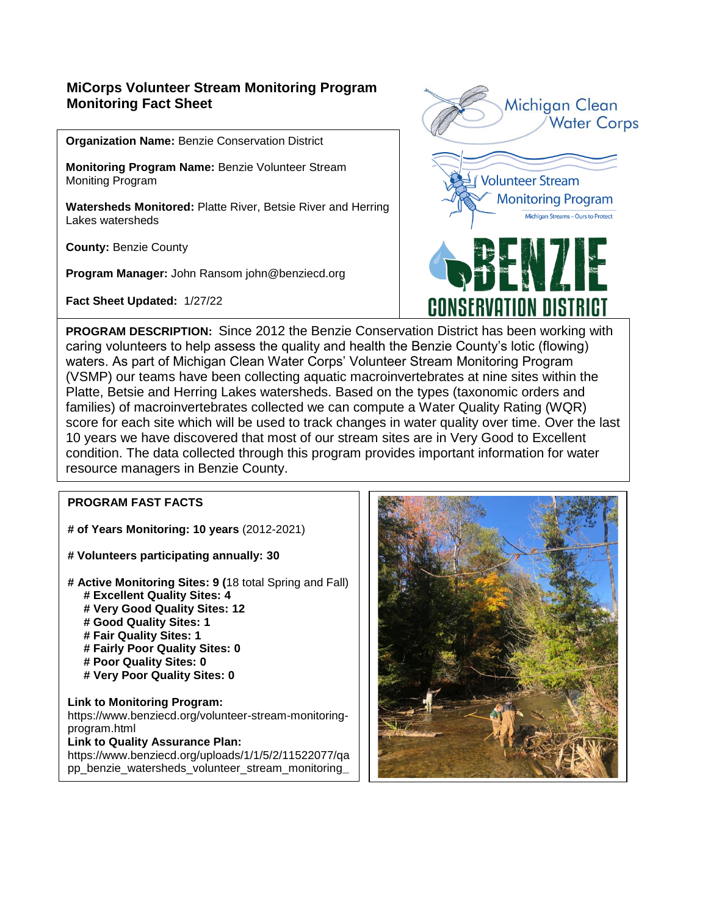## MiCorps Volunteer Stream Monitoring Program
## Monitoring Fact Sheet

**Organization Name:** Benzie Conservation District

**Monitoring Program Name:** Benzie Volunteer Stream Moniting Program

**Watersheds Monitored:** Platte River, Betsie River and Herring Lakes watersheds

**County:** Benzie County

**Program Manager:** John Ransom john@benziecd.org

**Fact Sheet Updated:** 1/27/22

**PROGRAM DESCRIPTION:** Since 2012 the Benzie Conservation District has been working with caring volunteers to help assess the quality and health the Benzie County's lotic (flowing) waters. As part of Michigan Clean Water Corps' Volunteer Stream Monitoring Program (VSMP) our teams have been collecting aquatic macroinvertebrates at nine sites within the Platte, Betsie and Herring Lakes watersheds. Based on the types (taxonomic orders and families) of macroinvertebrates collected we can compute a Water Quality Rating (WQR) score for each site which will be used to track changes in water quality over time. Over the last 10 years we have discovered that most of our stream sites are in Very Good to Excellent condition. The data collected through this program provides important information for water resource managers in Benzie County.

**PROGRAM FAST FACTS**

**# of Years Monitoring: 10 years** (2012-2021)

**# Volunteers participating annually: 30**

**# Active Monitoring Sites: 9 (**18 total Spring and Fall)
- **# Excellent Quality Sites: 4**
- **# Very Good Quality Sites: 12**
- **# Good Quality Sites: 1**
- **# Fair Quality Sites: 1**
- **# Fairly Poor Quality Sites: 0**
- **# Poor Quality Sites: 0**
- **# Very Poor Quality Sites: 0**

**Link to Monitoring Program:**
https://www.benziecd.org/volunteer-stream-monitoring-program.html

**Link to Quality Assurance Plan:**
https://www.benziecd.org/uploads/1/1/5/2/11522077/qapp_benzie_watersheds_volunteer_stream_monitoring_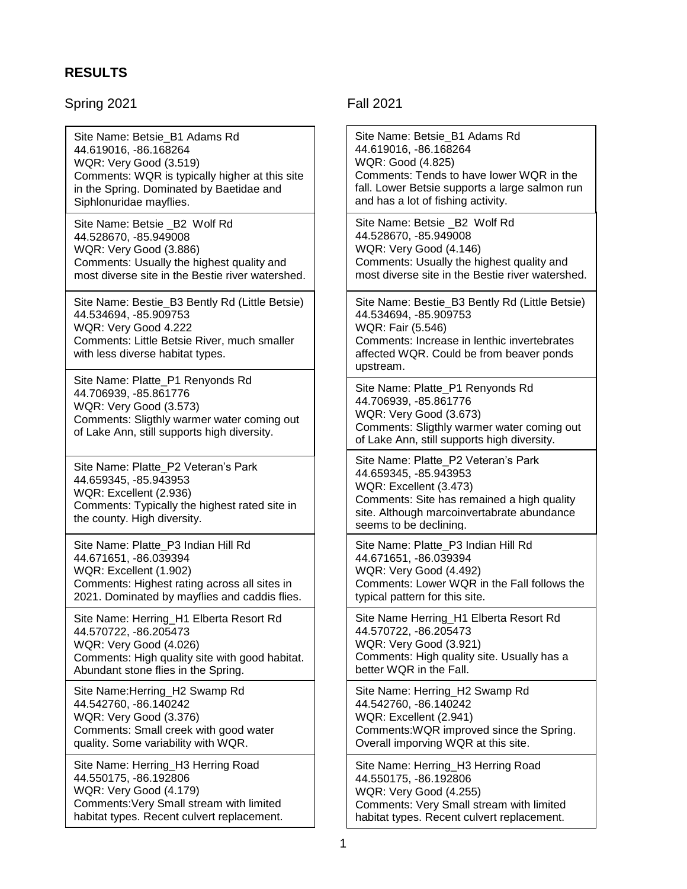## RESULTS

### Spring 2021

Site Name: Betsie_B1 Adams Rd
44.619016, -86.168264
WQR: Very Good (3.519)
Comments: WQR is typically higher at this site in the Spring. Dominated by Baetidae and Siphlonuridae mayflies.

Site Name: Betsie _B2 Wolf Rd
44.528670, -85.949008
WQR: Very Good (3.886)
Comments: Usually the highest quality and most diverse site in the Bestie river watershed.

Site Name: Bestie_B3 Bently Rd (Little Betsie)
44.534694, -85.909753
WQR: Very Good 4.222
Comments: Little Betsie River, much smaller with less diverse habitat types.

Site Name: Platte_P1 Renyonds Rd
44.706939, -85.861776
WQR: Very Good (3.573)
Comments: Sligthly warmer water coming out of Lake Ann, still supports high diversity.

Site Name: Platte_P2 Veteran's Park
44.659345, -85.943953
WQR: Excellent (2.936)
Comments: Typically the highest rated site in the county. High diversity.

Site Name: Platte_P3 Indian Hill Rd
44.671651, -86.039394
WQR: Excellent (1.902)
Comments: Highest rating across all sites in 2021. Dominated by mayflies and caddis flies.

Site Name: Herring_H1 Elberta Resort Rd
44.570722, -86.205473
WQR: Very Good (4.026)
Comments: High quality site with good habitat. Abundant stone flies in the Spring.

Site Name:Herring_H2 Swamp Rd
44.542760, -86.140242
WQR: Very Good (3.376)
Comments: Small creek with good water quality. Some variability with WQR.

Site Name: Herring_H3 Herring Road
44.550175, -86.192806
WQR: Very Good (4.179)
Comments:Very Small stream with limited habitat types. Recent culvert replacement.

### Fall 2021

Site Name: Betsie_B1 Adams Rd
44.619016, -86.168264
WQR: Good (4.825)
Comments: Tends to have lower WQR in the fall. Lower Betsie supports a large salmon run and has a lot of fishing activity.

Site Name: Betsie _B2 Wolf Rd
44.528670, -85.949008
WQR: Very Good (4.146)
Comments: Usually the highest quality and most diverse site in the Bestie river watershed.

Site Name: Bestie_B3 Bently Rd (Little Betsie)
44.534694, -85.909753
WQR: Fair (5.546)
Comments: Increase in lenthic invertebrates affected WQR. Could be from beaver ponds upstream.

Site Name: Platte_P1 Renyonds Rd
44.706939, -85.861776
WQR: Very Good (3.673)
Comments: Sligthly warmer water coming out of Lake Ann, still supports high diversity.

Site Name: Platte_P2 Veteran's Park
44.659345, -85.943953
WQR: Excellent (3.473)
Comments: Site has remained a high quality site. Although marcoinvertabrate abundance seems to be declining.

Site Name: Platte_P3 Indian Hill Rd
44.671651, -86.039394
WQR: Very Good (4.492)
Comments: Lower WQR in the Fall follows the typical pattern for this site.

Site Name Herring_H1 Elberta Resort Rd
44.570722, -86.205473
WQR: Very Good (3.921)
Comments: High quality site. Usually has a better WQR in the Fall.

Site Name: Herring_H2 Swamp Rd
44.542760, -86.140242
WQR: Excellent (2.941)
Comments:WQR improved since the Spring. Overall imporving WQR at this site.

Site Name: Herring_H3 Herring Road
44.550175, -86.192806
WQR: Very Good (4.255)
Comments: Very Small stream with limited habitat types. Recent culvert replacement.